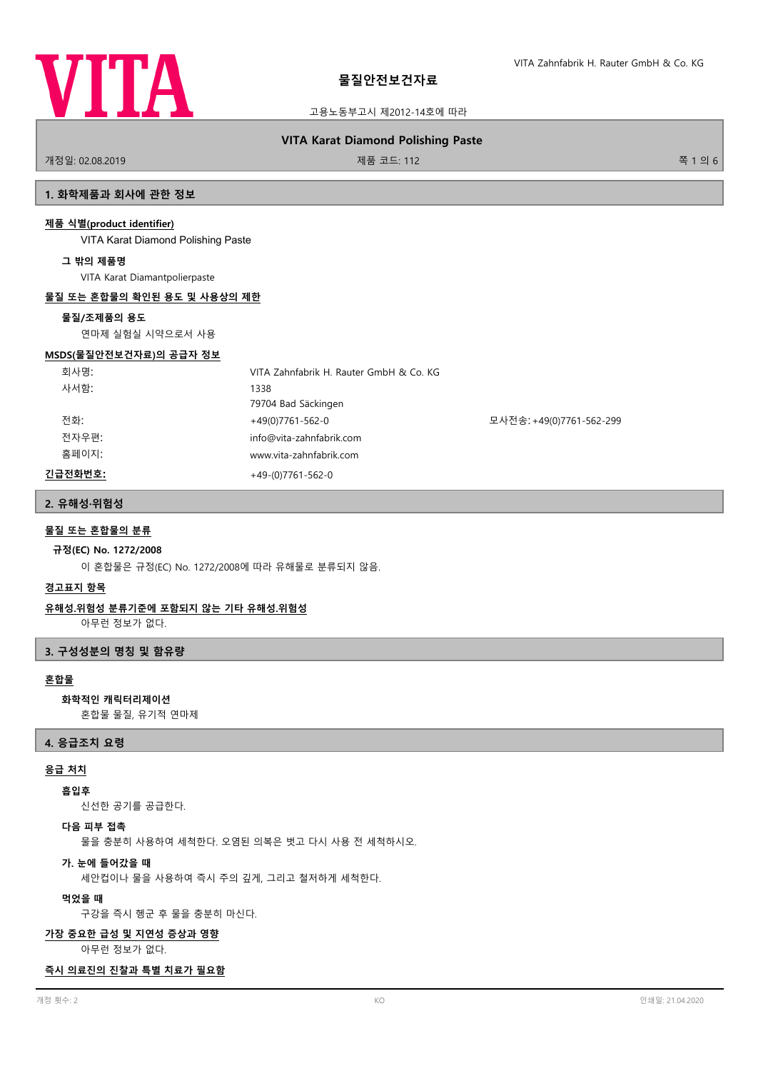VITA

# 물질안전보건자료

고용노동부고시 제2012-14호에 따라

**VITA Karat Diamond Polishing Paste**

개정일: 02.08.2019 | 제품 코드: 112

## 1. 화학제품과 회사에 관한 정보

**제품 식별(product identifier)**

VITA Karat Diamond Polishing Paste

**그 밖의 제품명**

VITA Karat Diamantpolierpaste

**물질 또는 혼합물의 확인된 용도 및 사용상의 제한**

**물질/조제품의 용도**

연마제 실험실 시약으로서 사용

**MSDS(물질안전보건자료)의 공급자 정보**

| | | |
|---|---|---|
| 회사명: | VITA Zahnfabrik H. Rauter GmbH & Co. KG | |
| 사서함: | 1338 | |
| | 79704 Bad Säckingen | |
| 전화: | +49(0)7761-562-0 | 모사전송: +49(0)7761-562-299 |
| 전자우편: | info@vita-zahnfabrik.com | |
| 홈페이지: | www.vita-zahnfabrik.com | |

**긴급전화번호:** +49-(0)7761-562-0

## 2. 유해성·위험성

**물질 또는 혼합물의 분류**

**규정(EC) No. 1272/2008**

이 혼합물은 규정(EC) No. 1272/2008에 따라 유해물로 분류되지 않음.

**경고표지 항목**

**유해성.위험성 분류기준에 포함되지 않는 기타 유해성.위험성**

아무런 정보가 없다.

## 3. 구성성분의 명칭 및 함유량

**혼합물**

**화학적인 캐릭터리제이션**

혼합물 물질, 유기적 연마제

## 4. 응급조치 요령

**응급 처치**

**흡입후**

신선한 공기를 공급한다.

**다음 피부 접촉**

물을 충분히 사용하여 세척한다. 오염된 의복은 벗고 다시 사용 전 세척하시오.

**가. 눈에 들어갔을 때**

세안컵이나 물을 사용하여 즉시 주의 깊게, 그리고 철저하게 세척한다.

**먹었을 때**

구강을 즉시 헹군 후 물을 충분히 마신다.

**가장 중요한 급성 및 지연성 증상과 영향**

아무런 정보가 없다.

**즉시 의료진의 진찰과 특별 치료가 필요함**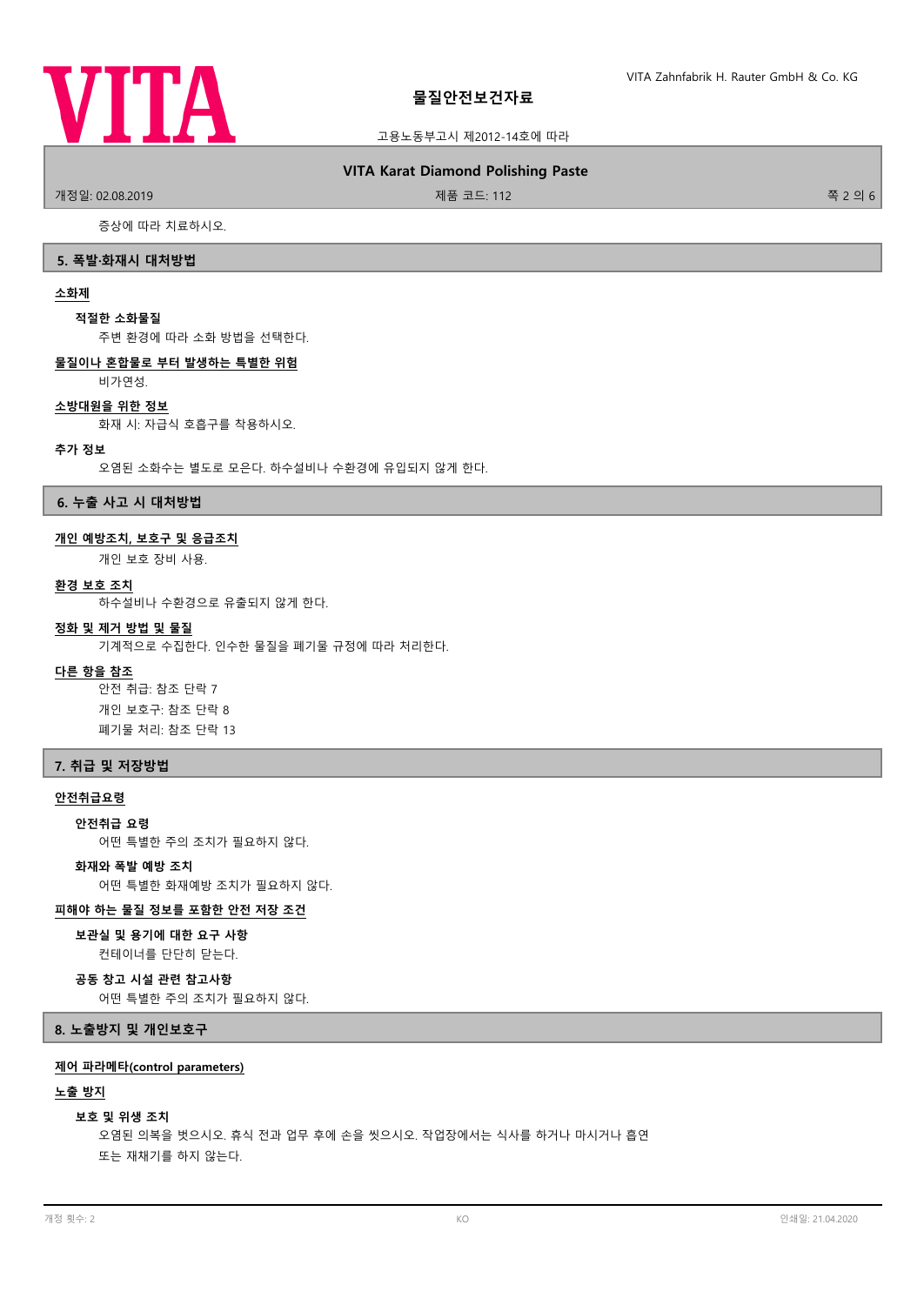증상에 따라 치료하시오.

## 5. 폭발·화재시 대처방법

### 소화제

**적절한 소화물질**

주변 환경에 따라 소화 방법을 선택한다.

### 물질이나 혼합물로 부터 발생하는 특별한 위험

비가연성.

### 소방대원을 위한 정보

화재 시: 자급식 호흡구를 착용하시오.

### 추가 정보

오염된 소화수는 별도로 모은다. 하수설비나 수환경에 유입되지 않게 한다.

## 6. 누출 사고 시 대처방법

### 개인 예방조치, 보호구 및 응급조치

개인 보호 장비 사용.

### 환경 보호 조치

하수설비나 수환경으로 유출되지 않게 한다.

### 정화 및 제거 방법 및 물질

기계적으로 수집한다. 인수한 물질을 폐기물 규정에 따라 처리한다.

### 다른 항을 참조

안전 취급: 참조 단락 7

개인 보호구: 참조 단락 8

폐기물 처리: 참조 단락 13

## 7. 취급 및 저장방법

### 안전취급요령

**안전취급 요령**

어떤 특별한 주의 조치가 필요하지 않다.

**화재와 폭발 예방 조치**

어떤 특별한 화재예방 조치가 필요하지 않다.

### 피해야 하는 물질 정보를 포함한 안전 저장 조건

**보관실 및 용기에 대한 요구 사항**

컨테이너를 단단히 닫는다.

**공동 창고 시설 관련 참고사항**

어떤 특별한 주의 조치가 필요하지 않다.

## 8. 노출방지 및 개인보호구

### 제어 파라메타(control parameters)

### 노출 방지

**보호 및 위생 조치**

오염된 의복을 벗으시오. 휴식 전과 업무 후에 손을 씻으시오. 작업장에서는 식사를 하거나 마시거나 흡연 또는 재채기를 하지 않는다.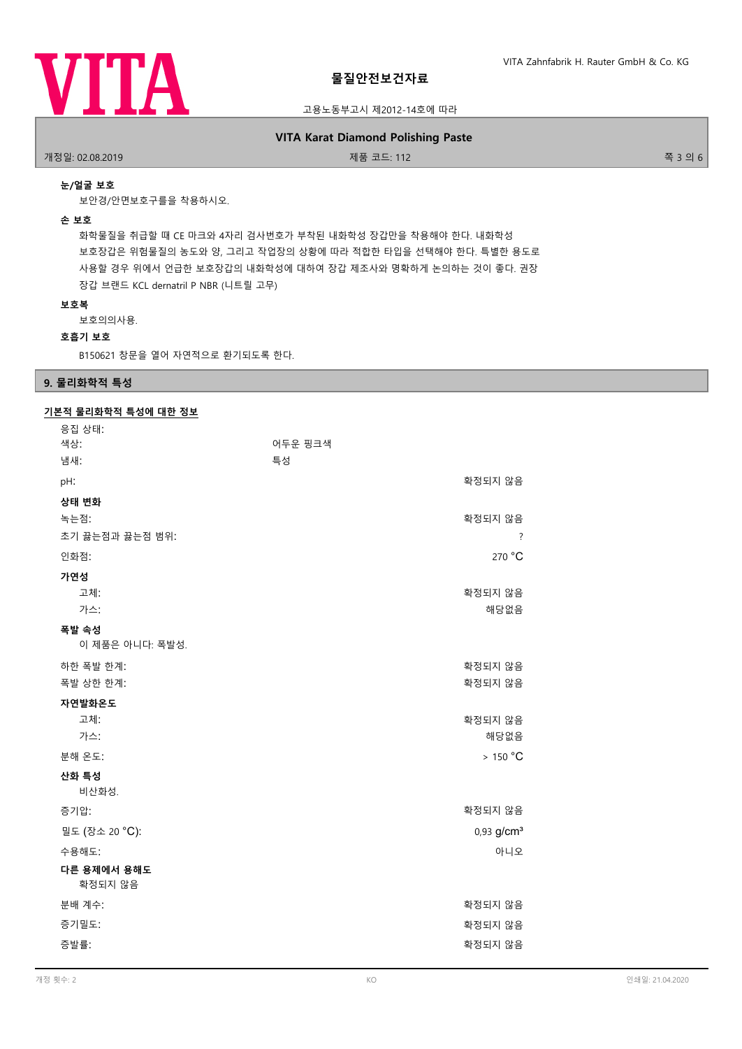**눈/얼굴 보호**

보안경/안면보호구를을 착용하시오.

**손 보호**

화학물질을 취급할 때 CE 마크와 4자리 검사번호가 부착된 내화학성 장갑만을 착용해야 한다. 내화학성 보호장갑은 위험물질의 농도와 양, 그리고 작업장의 상황에 따라 적합한 타입을 선택해야 한다. 특별한 용도로 사용할 경우 위에서 언급한 보호장갑의 내화학성에 대하여 장갑 제조사와 명확하게 논의하는 것이 좋다. 권장 장갑 브랜드 KCL dernatril P NBR (니트릴 고무)

**보호복**

보호의의사용.

**호흡기 보호**

B150621 창문을 열어 자연적으로 환기되도록 한다.

## 9. 물리화학적 특성

### 기본적 물리화학적 특성에 대한 정보

| | | |
|---|---|---|
| 응집 상태: | | |
| 색상: | 어두운 핑크색 | |
| 냄새: | 특성 | |
| pH: | | 확정되지 않음 |
| **상태 변화** | | |
| 녹는점: | | 확정되지 않음 |
| 초기 끓는점과 끓는점 범위: | | ? |
| 인화점: | | 270 °C |
| **가연성** | | |
| 고체: | | 확정되지 않음 |
| 가스: | | 해당없음 |
| **폭발 속성** | | |
| 이 제품은 아니다: 폭발성. | | |
| 하한 폭발 한계: | | 확정되지 않음 |
| 폭발 상한 한계: | | 확정되지 않음 |
| **자연발화온도** | | |
| 고체: | | 확정되지 않음 |
| 가스: | | 해당없음 |
| 분해 온도: | | > 150 °C |
| **산화 특성** | | |
| 비산화성. | | |
| 증기압: | | 확정되지 않음 |
| 밀도 (장소 20 °C): | | 0,93 g/cm³ |
| 수용해도: | | 아니오 |
| **다른 용제에서 용해도** | | |
| 확정되지 않음 | | |
| 분배 계수: | | 확정되지 않음 |
| 증기밀도: | | 확정되지 않음 |
| 증발률: | | 확정되지 않음 |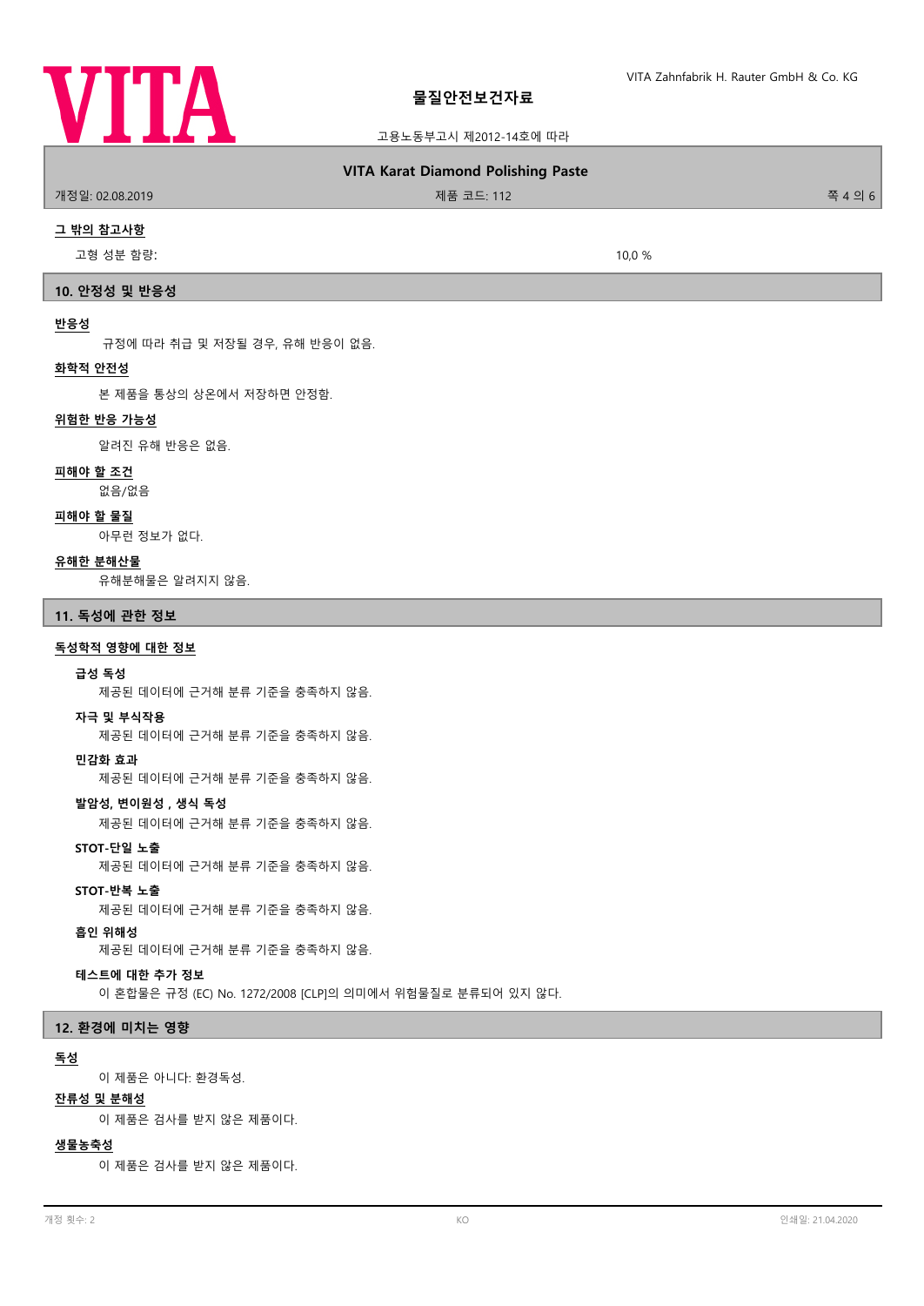### 그 밖의 참고사항

고형 성분 함량: 10,0 %

## 10. 안정성 및 반응성

### 반응성

규정에 따라 취급 및 저장될 경우, 유해 반응이 없음.

### 화학적 안전성

본 제품을 통상의 상온에서 저장하면 안정함.

### 위험한 반응 가능성

알려진 유해 반응은 없음.

### 피해야 할 조건

없음/없음

### 피해야 할 물질

아무런 정보가 없다.

### 유해한 분해산물

유해분해물은 알려지지 않음.

## 11. 독성에 관한 정보

### 독성학적 영향에 대한 정보

**급성 독성**

제공된 데이터에 근거해 분류 기준을 충족하지 않음.

**자극 및 부식작용**

제공된 데이터에 근거해 분류 기준을 충족하지 않음.

**민감화 효과**

제공된 데이터에 근거해 분류 기준을 충족하지 않음.

**발암성, 변이원성 , 생식 독성**

제공된 데이터에 근거해 분류 기준을 충족하지 않음.

**STOT-단일 노출**

제공된 데이터에 근거해 분류 기준을 충족하지 않음.

**STOT-반복 노출**

제공된 데이터에 근거해 분류 기준을 충족하지 않음.

**흡인 위해성**

제공된 데이터에 근거해 분류 기준을 충족하지 않음.

**테스트에 대한 추가 정보**

이 혼합물은 규정 (EC) No. 1272/2008 [CLP]의 의미에서 위험물질로 분류되어 있지 않다.

## 12. 환경에 미치는 영향

### 독성

이 제품은 아니다: 환경독성.

### 잔류성 및 분해성

이 제품은 검사를 받지 않은 제품이다.

### 생물농축성

이 제품은 검사를 받지 않은 제품이다.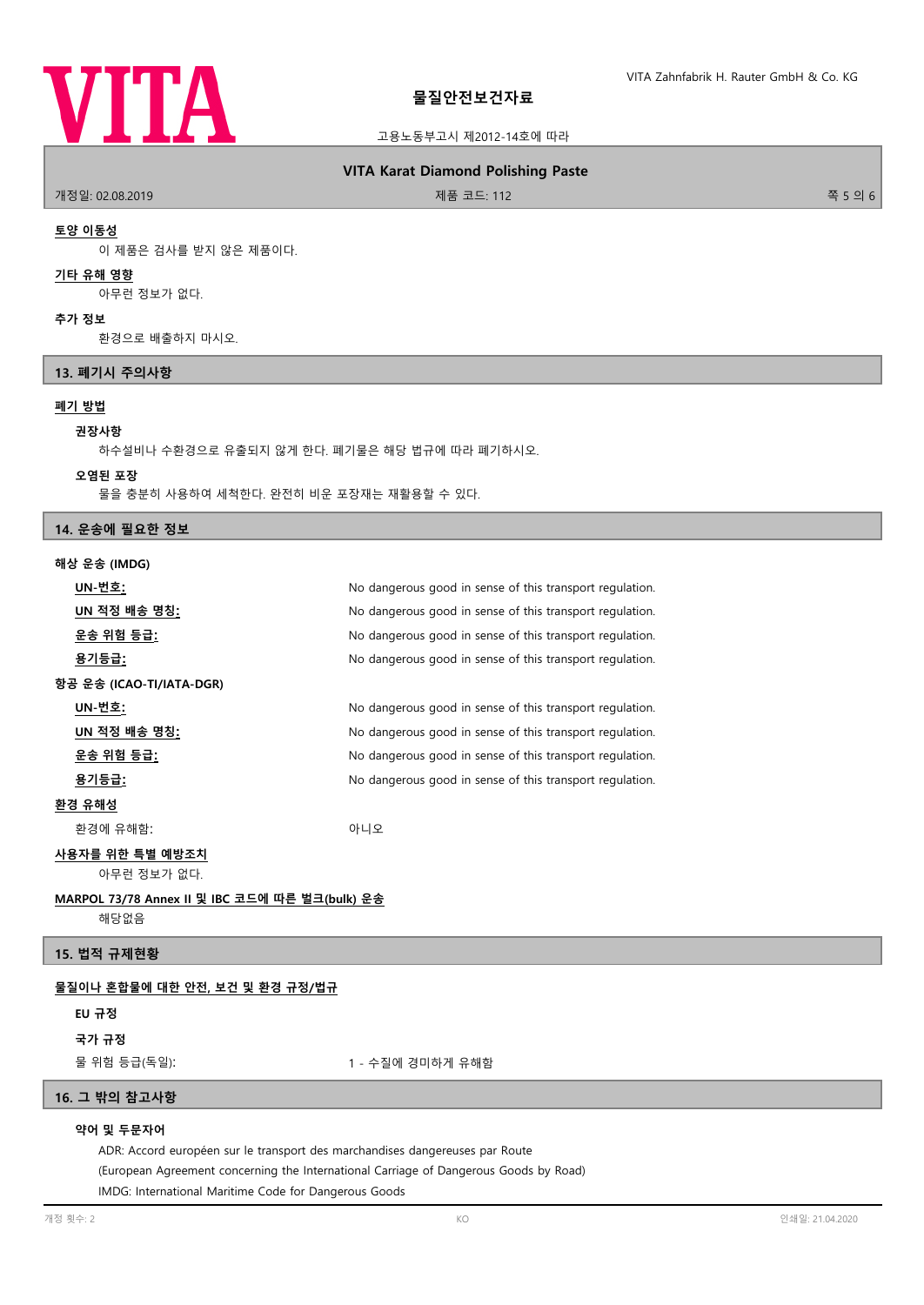**토양 이동성**

이 제품은 검사를 받지 않은 제품이다.

**기타 유해 영향**

아무런 정보가 없다.

**추가 정보**

환경으로 배출하지 마시오.

## 13. 폐기시 주의사항

**폐기 방법**

**권장사항**

하수설비나 수환경으로 유출되지 않게 한다. 폐기물은 해당 법규에 따라 폐기하시오.

**오염된 포장**

물을 충분히 사용하여 세척한다. 완전히 비운 포장재는 재활용할 수 있다.

## 14. 운송에 필요한 정보

**해상 운송 (IMDG)**

| | |
|---|---|
| UN-번호: | No dangerous good in sense of this transport regulation. |
| UN 적정 배송 명칭: | No dangerous good in sense of this transport regulation. |
| 운송 위험 등급: | No dangerous good in sense of this transport regulation. |
| 용기등급: | No dangerous good in sense of this transport regulation. |

**항공 운송 (ICAO-TI/IATA-DGR)**

| | |
|---|---|
| UN-번호: | No dangerous good in sense of this transport regulation. |
| UN 적정 배송 명칭: | No dangerous good in sense of this transport regulation. |
| 운송 위험 등급: | No dangerous good in sense of this transport regulation. |
| 용기등급: | No dangerous good in sense of this transport regulation. |

**환경 유해성**

환경에 유해함: 아니오

**사용자를 위한 특별 예방조치**

아무런 정보가 없다.

**MARPOL 73/78 Annex II 및 IBC 코드에 따른 벌크(bulk) 운송**

해당없음

## 15. 법적 규제현황

**물질이나 혼합물에 대한 안전, 보건 및 환경 규정/법규**

**EU 규정**

**국가 규정**

물 위험 등급(독일): 1 - 수질에 경미하게 유해함

## 16. 그 밖의 참고사항

**약어 및 두문자어**

ADR: Accord européen sur le transport des marchandises dangereuses par Route
(European Agreement concerning the International Carriage of Dangerous Goods by Road)
IMDG: International Maritime Code for Dangerous Goods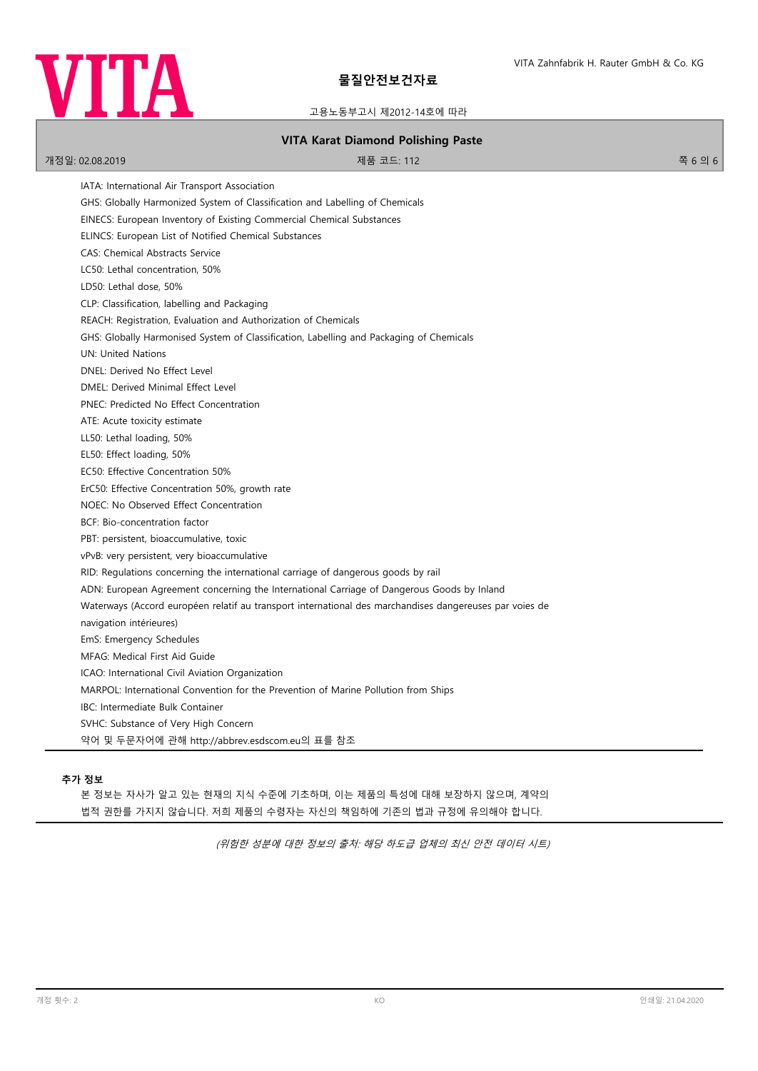IATA: International Air Transport Association
GHS: Globally Harmonized System of Classification and Labelling of Chemicals
EINECS: European Inventory of Existing Commercial Chemical Substances
ELINCS: European List of Notified Chemical Substances
CAS: Chemical Abstracts Service
LC50: Lethal concentration, 50%
LD50: Lethal dose, 50%
CLP: Classification, labelling and Packaging
REACH: Registration, Evaluation and Authorization of Chemicals
GHS: Globally Harmonised System of Classification, Labelling and Packaging of Chemicals
UN: United Nations
DNEL: Derived No Effect Level
DMEL: Derived Minimal Effect Level
PNEC: Predicted No Effect Concentration
ATE: Acute toxicity estimate
LL50: Lethal loading, 50%
EL50: Effect loading, 50%
EC50: Effective Concentration 50%
ErC50: Effective Concentration 50%, growth rate
NOEC: No Observed Effect Concentration
BCF: Bio-concentration factor
PBT: persistent, bioaccumulative, toxic
vPvB: very persistent, very bioaccumulative
RID: Regulations concerning the international carriage of dangerous goods by rail
ADN: European Agreement concerning the International Carriage of Dangerous Goods by Inland Waterways (Accord européen relatif au transport international des marchandises dangereuses par voies de navigation intérieures)
EmS: Emergency Schedules
MFAG: Medical First Aid Guide
ICAO: International Civil Aviation Organization
MARPOL: International Convention for the Prevention of Marine Pollution from Ships
IBC: Intermediate Bulk Container
SVHC: Substance of Very High Concern
약어 및 두문자어에 관해 http://abbrev.esdscom.eu의 표를 참조

**추가 정보**

본 정보는 자사가 알고 있는 현재의 지식 수준에 기초하며, 이는 제품의 특성에 대해 보장하지 않으며, 계약의 법적 권한를 가지지 않습니다. 저희 제품의 수령자는 자신의 책임하에 기존의 법과 규정에 유의해야 합니다.

*(위험한 성분에 대한 정보의 출처: 해당 하도급 업체의 최신 안전 데이터 시트)*